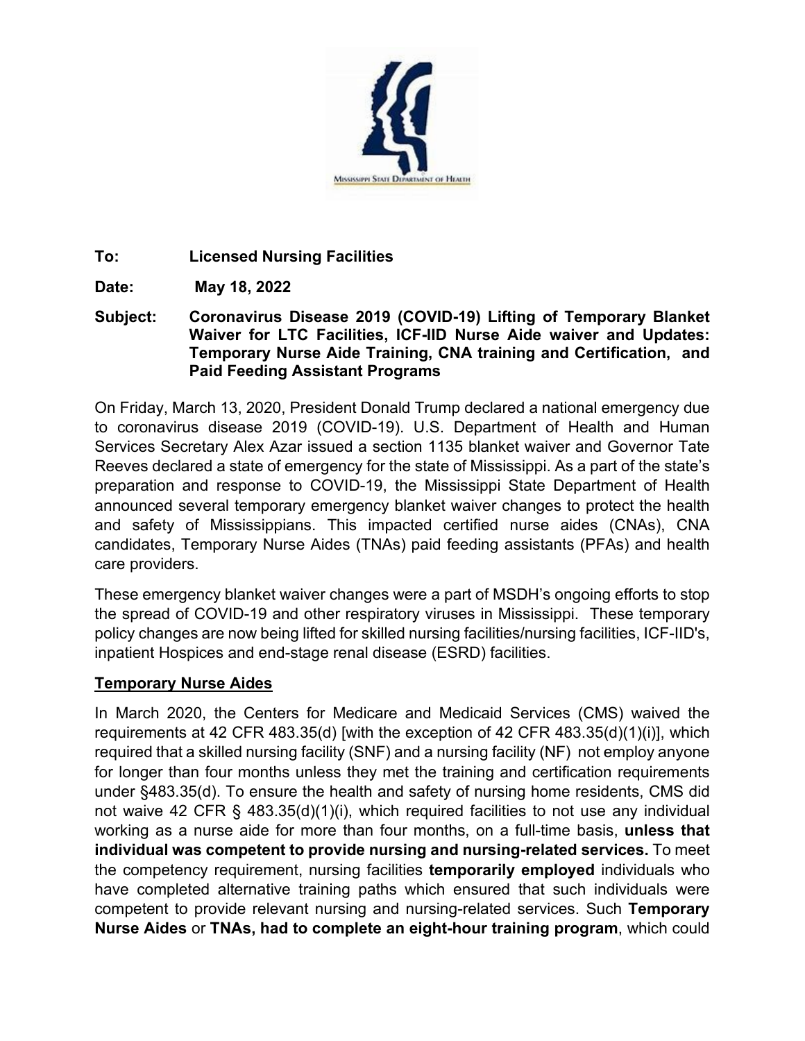**To:** **Licensed Nursing Facilities**

**Date:** **May 18, 2022**

**Subject:** **Coronavirus Disease 2019 (COVID-19) Lifting of Temporary Blanket Waiver for LTC Facilities, ICF-IID Nurse Aide waiver and Updates: Temporary Nurse Aide Training, CNA training and Certification, and Paid Feeding Assistant Programs**

On Friday, March 13, 2020, President Donald Trump declared a national emergency due to coronavirus disease 2019 (COVID-19). U.S. Department of Health and Human Services Secretary Alex Azar issued a section 1135 blanket waiver and Governor Tate Reeves declared a state of emergency for the state of Mississippi. As a part of the state's preparation and response to COVID-19, the Mississippi State Department of Health announced several temporary emergency blanket waiver changes to protect the health and safety of Mississippians. This impacted certified nurse aides (CNAs), CNA candidates, Temporary Nurse Aides (TNAs) paid feeding assistants (PFAs) and health care providers.

These emergency blanket waiver changes were a part of MSDH's ongoing efforts to stop the spread of COVID-19 and other respiratory viruses in Mississippi. These temporary policy changes are now being lifted for skilled nursing facilities/nursing facilities, ICF-IID's, inpatient Hospices and end-stage renal disease (ESRD) facilities.

## Temporary Nurse Aides

In March 2020, the Centers for Medicare and Medicaid Services (CMS) waived the requirements at 42 CFR 483.35(d) [with the exception of 42 CFR 483.35(d)(1)(i)], which required that a skilled nursing facility (SNF) and a nursing facility (NF) not employ anyone for longer than four months unless they met the training and certification requirements under §483.35(d). To ensure the health and safety of nursing home residents, CMS did not waive 42 CFR § 483.35(d)(1)(i), which required facilities to not use any individual working as a nurse aide for more than four months, on a full-time basis, **unless that individual was competent to provide nursing and nursing-related services.** To meet the competency requirement, nursing facilities **temporarily employed** individuals who have completed alternative training paths which ensured that such individuals were competent to provide relevant nursing and nursing-related services. Such **Temporary Nurse Aides** or **TNAs, had to complete an eight-hour training program**, which could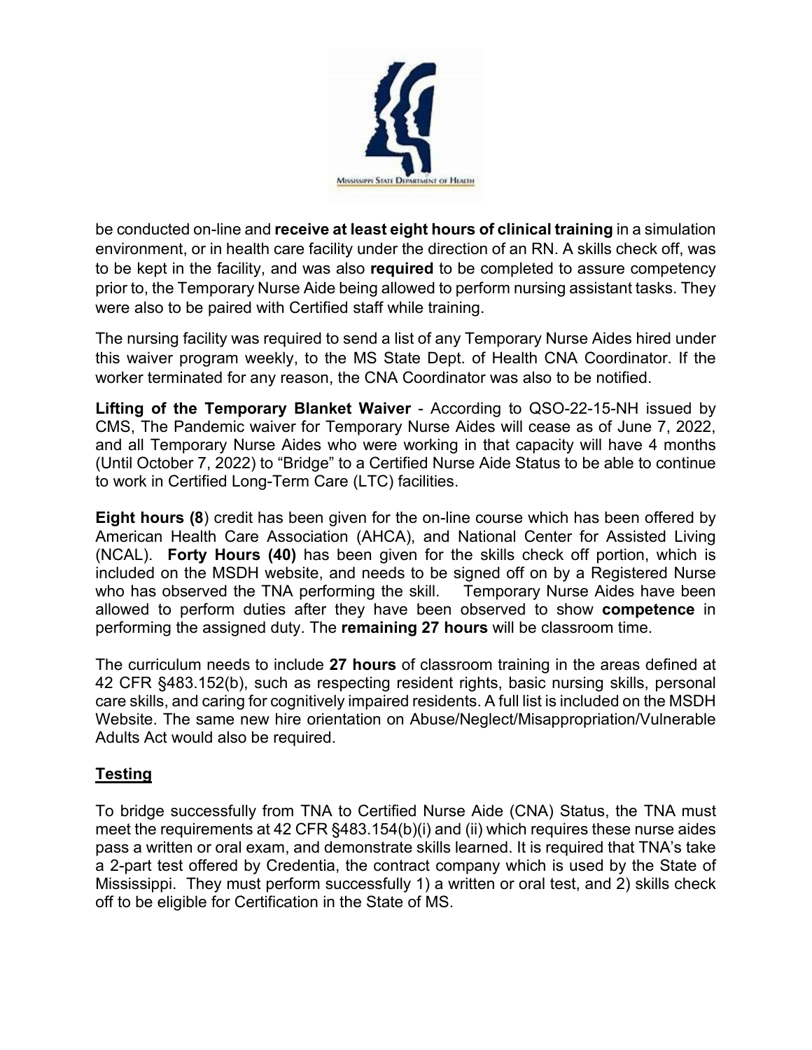be conducted on-line and **receive at least eight hours of clinical training** in a simulation environment, or in health care facility under the direction of an RN. A skills check off, was to be kept in the facility, and was also **required** to be completed to assure competency prior to, the Temporary Nurse Aide being allowed to perform nursing assistant tasks. They were also to be paired with Certified staff while training.

The nursing facility was required to send a list of any Temporary Nurse Aides hired under this waiver program weekly, to the MS State Dept. of Health CNA Coordinator. If the worker terminated for any reason, the CNA Coordinator was also to be notified.

**Lifting of the Temporary Blanket Waiver** - According to QSO-22-15-NH issued by CMS, The Pandemic waiver for Temporary Nurse Aides will cease as of June 7, 2022, and all Temporary Nurse Aides who were working in that capacity will have 4 months (Until October 7, 2022) to "Bridge" to a Certified Nurse Aide Status to be able to continue to work in Certified Long-Term Care (LTC) facilities.

**Eight hours (8**) credit has been given for the on-line course which has been offered by American Health Care Association (AHCA), and National Center for Assisted Living (NCAL). **Forty Hours (40)** has been given for the skills check off portion, which is included on the MSDH website, and needs to be signed off on by a Registered Nurse who has observed the TNA performing the skill. Temporary Nurse Aides have been allowed to perform duties after they have been observed to show **competence** in performing the assigned duty. The **remaining 27 hours** will be classroom time.

The curriculum needs to include **27 hours** of classroom training in the areas defined at 42 CFR §483.152(b), such as respecting resident rights, basic nursing skills, personal care skills, and caring for cognitively impaired residents. A full list is included on the MSDH Website. The same new hire orientation on Abuse/Neglect/Misappropriation/Vulnerable Adults Act would also be required.

## Testing

To bridge successfully from TNA to Certified Nurse Aide (CNA) Status, the TNA must meet the requirements at 42 CFR §483.154(b)(i) and (ii) which requires these nurse aides pass a written or oral exam, and demonstrate skills learned. It is required that TNA's take a 2-part test offered by Credentia, the contract company which is used by the State of Mississippi. They must perform successfully 1) a written or oral test, and 2) skills check off to be eligible for Certification in the State of MS.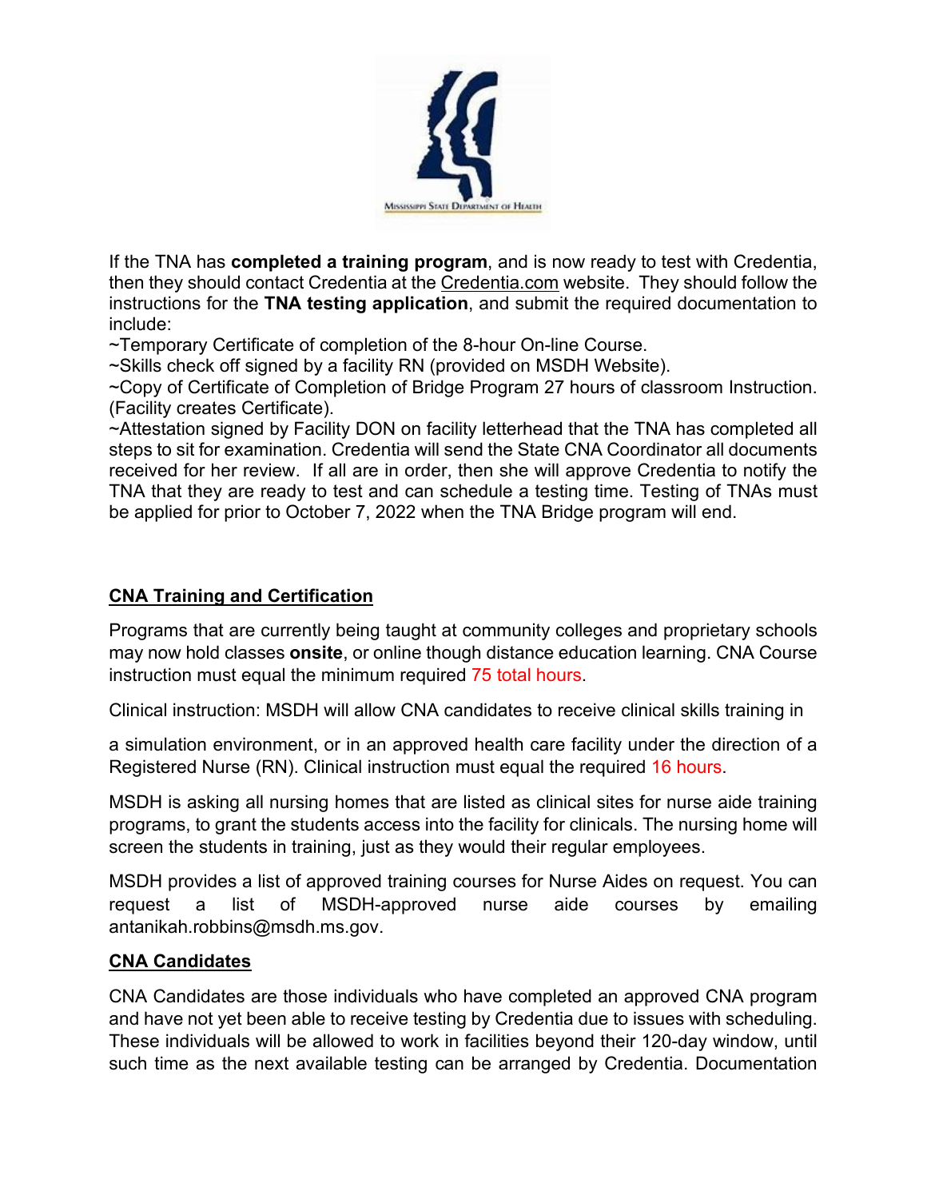If the TNA has **completed a training program**, and is now ready to test with Credentia, then they should contact Credentia at the Credentia.com website. They should follow the instructions for the **TNA testing application**, and submit the required documentation to include:

~Temporary Certificate of completion of the 8-hour On-line Course.

~Skills check off signed by a facility RN (provided on MSDH Website).

~Copy of Certificate of Completion of Bridge Program 27 hours of classroom Instruction. (Facility creates Certificate).

~Attestation signed by Facility DON on facility letterhead that the TNA has completed all steps to sit for examination. Credentia will send the State CNA Coordinator all documents received for her review. If all are in order, then she will approve Credentia to notify the TNA that they are ready to test and can schedule a testing time. Testing of TNAs must be applied for prior to October 7, 2022 when the TNA Bridge program will end.

## CNA Training and Certification

Programs that are currently being taught at community colleges and proprietary schools may now hold classes **onsite**, or online though distance education learning. CNA Course instruction must equal the minimum required 75 total hours.

Clinical instruction: MSDH will allow CNA candidates to receive clinical skills training in

a simulation environment, or in an approved health care facility under the direction of a Registered Nurse (RN). Clinical instruction must equal the required 16 hours.

MSDH is asking all nursing homes that are listed as clinical sites for nurse aide training programs, to grant the students access into the facility for clinicals. The nursing home will screen the students in training, just as they would their regular employees.

MSDH provides a list of approved training courses for Nurse Aides on request. You can request a list of MSDH-approved nurse aide courses by emailing antanikah.robbins@msdh.ms.gov.

## CNA Candidates

CNA Candidates are those individuals who have completed an approved CNA program and have not yet been able to receive testing by Credentia due to issues with scheduling. These individuals will be allowed to work in facilities beyond their 120-day window, until such time as the next available testing can be arranged by Credentia. Documentation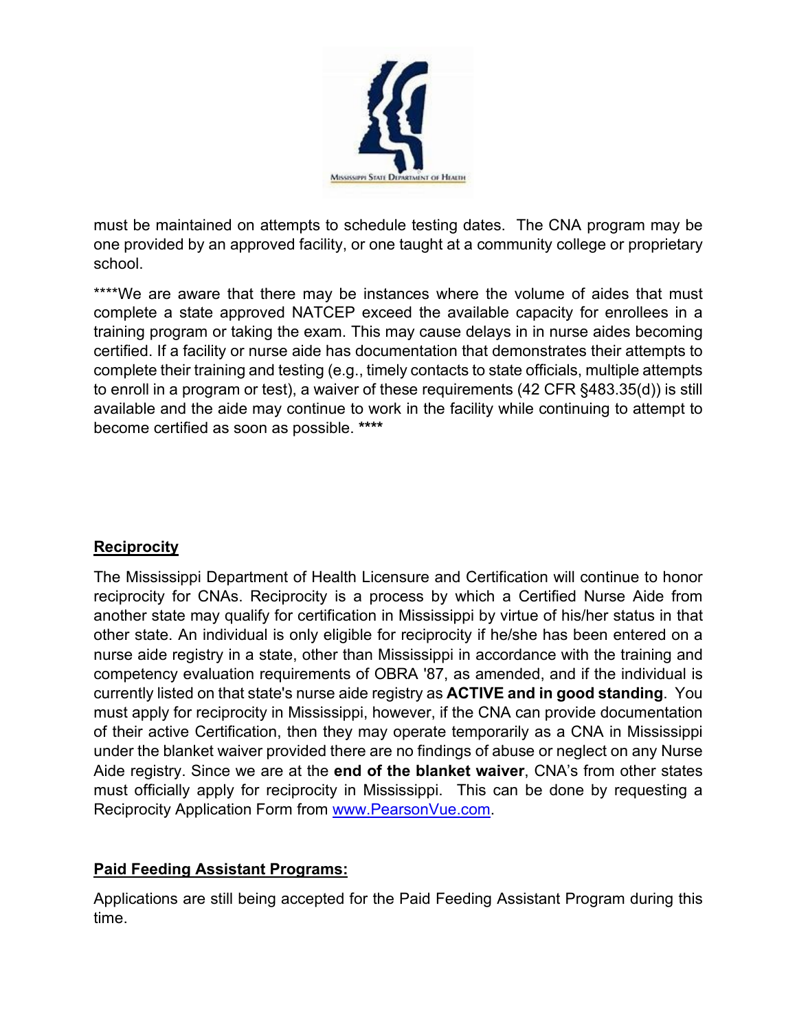must be maintained on attempts to schedule testing dates. The CNA program may be one provided by an approved facility, or one taught at a community college or proprietary school.

****We are aware that there may be instances where the volume of aides that must complete a state approved NATCEP exceed the available capacity for enrollees in a training program or taking the exam. This may cause delays in in nurse aides becoming certified. If a facility or nurse aide has documentation that demonstrates their attempts to complete their training and testing (e.g., timely contacts to state officials, multiple attempts to enroll in a program or test), a waiver of these requirements (42 CFR §483.35(d)) is still available and the aide may continue to work in the facility while continuing to attempt to become certified as soon as possible. ****

## Reciprocity

The Mississippi Department of Health Licensure and Certification will continue to honor reciprocity for CNAs. Reciprocity is a process by which a Certified Nurse Aide from another state may qualify for certification in Mississippi by virtue of his/her status in that other state. An individual is only eligible for reciprocity if he/she has been entered on a nurse aide registry in a state, other than Mississippi in accordance with the training and competency evaluation requirements of OBRA '87, as amended, and if the individual is currently listed on that state's nurse aide registry as **ACTIVE and in good standing**. You must apply for reciprocity in Mississippi, however, if the CNA can provide documentation of their active Certification, then they may operate temporarily as a CNA in Mississippi under the blanket waiver provided there are no findings of abuse or neglect on any Nurse Aide registry. Since we are at the **end of the blanket waiver**, CNA's from other states must officially apply for reciprocity in Mississippi. This can be done by requesting a Reciprocity Application Form from [www.PearsonVue.com](www.PearsonVue.com).

## Paid Feeding Assistant Programs:

Applications are still being accepted for the Paid Feeding Assistant Program during this time.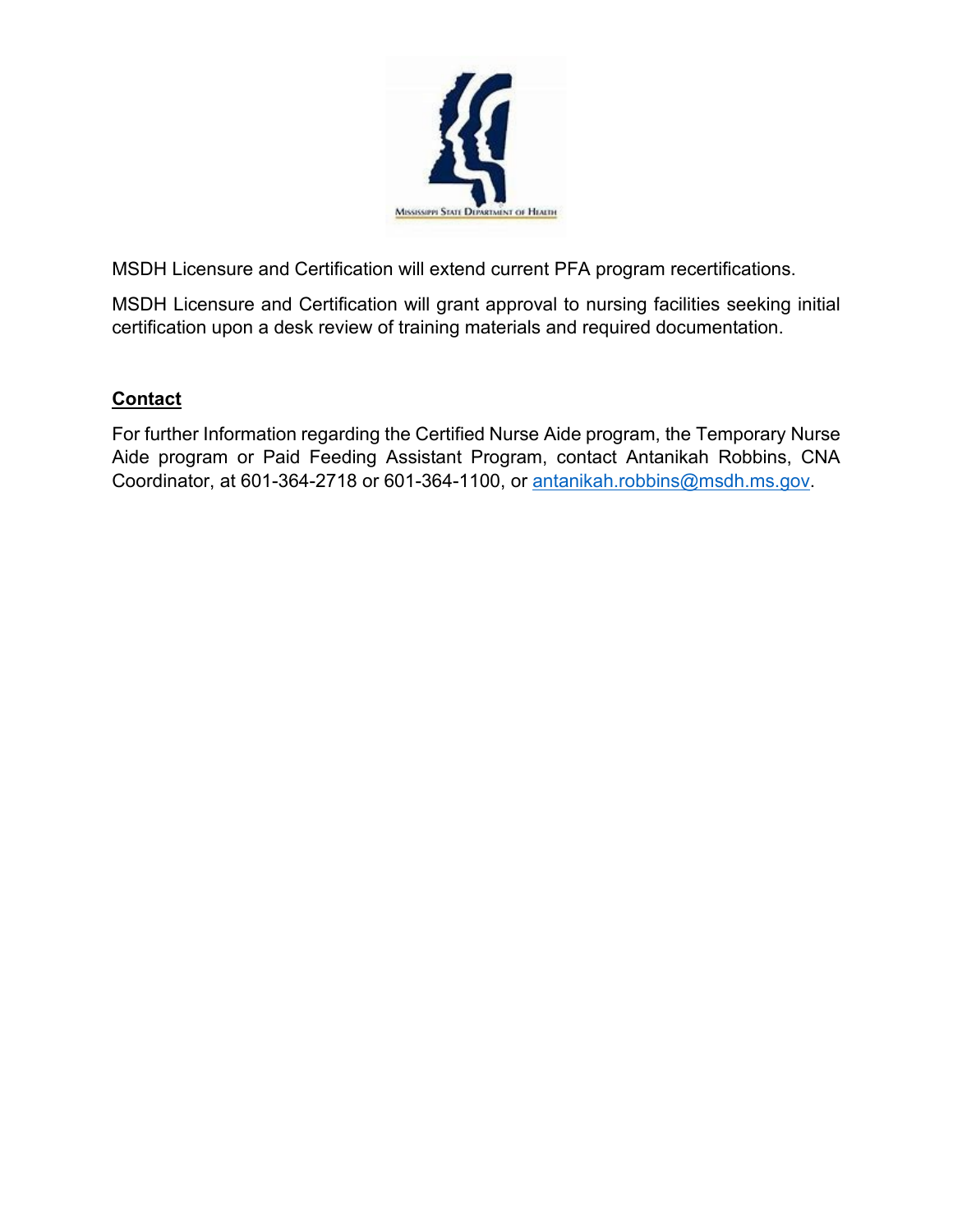MSDH Licensure and Certification will extend current PFA program recertifications.

MSDH Licensure and Certification will grant approval to nursing facilities seeking initial certification upon a desk review of training materials and required documentation.

## Contact

For further Information regarding the Certified Nurse Aide program, the Temporary Nurse Aide program or Paid Feeding Assistant Program, contact Antanikah Robbins, CNA Coordinator, at 601-364-2718 or 601-364-1100, or antanikah.robbins@msdh.ms.gov.